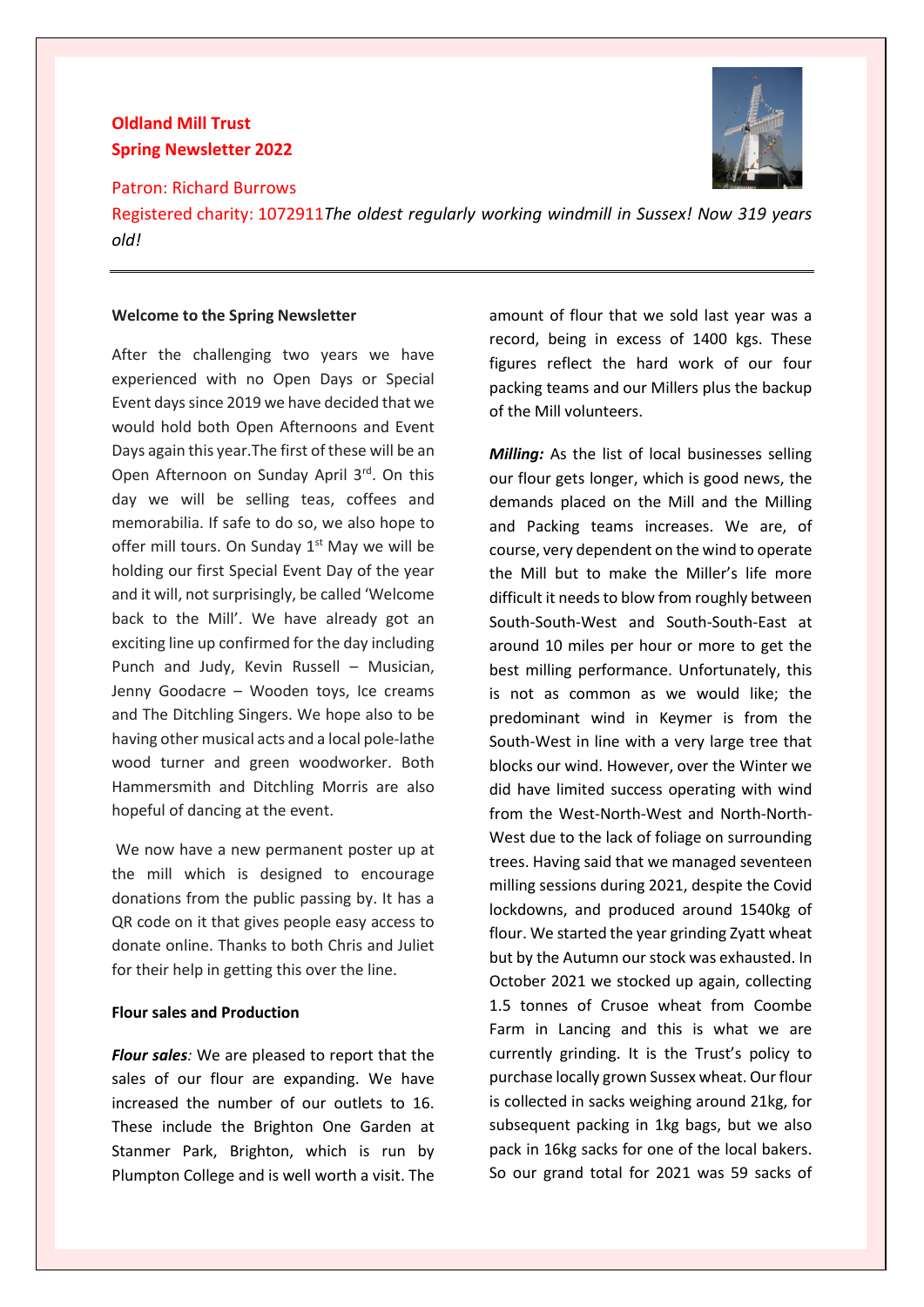**Oldland Mill Trust**
**Spring Newsletter 2022**

Patron: Richard Burrows

Registered charity: 1072911*The oldest regularly working windmill in Sussex! Now 319 years old!*

---

**Welcome to the Spring Newsletter**

After the challenging two years we have experienced with no Open Days or Special Event days since 2019 we have decided that we would hold both Open Afternoons and Event Days again this year.The first of these will be an Open Afternoon on Sunday April 3rd. On this day we will be selling teas, coffees and memorabilia. If safe to do so, we also hope to offer mill tours. On Sunday 1st May we will be holding our first Special Event Day of the year and it will, not surprisingly, be called 'Welcome back to the Mill'. We have already got an exciting line up confirmed for the day including Punch and Judy, Kevin Russell – Musician, Jenny Goodacre – Wooden toys, Ice creams and The Ditchling Singers. We hope also to be having other musical acts and a local pole-lathe wood turner and green woodworker. Both Hammersmith and Ditchling Morris are also hopeful of dancing at the event.

We now have a new permanent poster up at the mill which is designed to encourage donations from the public passing by. It has a QR code on it that gives people easy access to donate online. Thanks to both Chris and Juliet for their help in getting this over the line.

**Flour sales and Production**

***Flour sales****:* We are pleased to report that the sales of our flour are expanding. We have increased the number of our outlets to 16. These include the Brighton One Garden at Stanmer Park, Brighton, which is run by Plumpton College and is well worth a visit. The amount of flour that we sold last year was a record, being in excess of 1400 kgs. These figures reflect the hard work of our four packing teams and our Millers plus the backup of the Mill volunteers.

***Milling:*** As the list of local businesses selling our flour gets longer, which is good news, the demands placed on the Mill and the Milling and Packing teams increases. We are, of course, very dependent on the wind to operate the Mill but to make the Miller's life more difficult it needs to blow from roughly between South-South-West and South-South-East at around 10 miles per hour or more to get the best milling performance. Unfortunately, this is not as common as we would like; the predominant wind in Keymer is from the South-West in line with a very large tree that blocks our wind. However, over the Winter we did have limited success operating with wind from the West-North-West and North-North-West due to the lack of foliage on surrounding trees. Having said that we managed seventeen milling sessions during 2021, despite the Covid lockdowns, and produced around 1540kg of flour. We started the year grinding Zyatt wheat but by the Autumn our stock was exhausted. In October 2021 we stocked up again, collecting 1.5 tonnes of Crusoe wheat from Coombe Farm in Lancing and this is what we are currently grinding. It is the Trust's policy to purchase locally grown Sussex wheat. Our flour is collected in sacks weighing around 21kg, for subsequent packing in 1kg bags, but we also pack in 16kg sacks for one of the local bakers. So our grand total for 2021 was 59 sacks of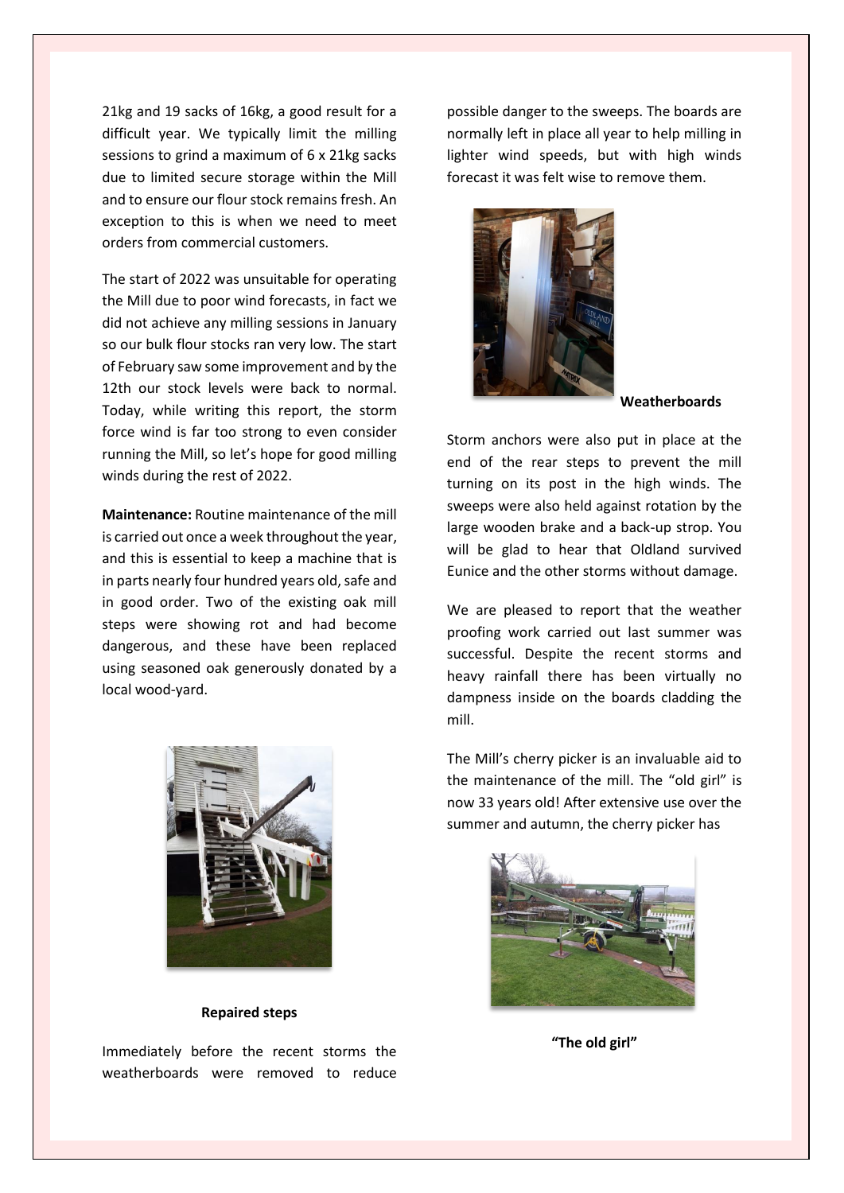21kg and 19 sacks of 16kg, a good result for a difficult year. We typically limit the milling sessions to grind a maximum of 6 x 21kg sacks due to limited secure storage within the Mill and to ensure our flour stock remains fresh. An exception to this is when we need to meet orders from commercial customers.

The start of 2022 was unsuitable for operating the Mill due to poor wind forecasts, in fact we did not achieve any milling sessions in January so our bulk flour stocks ran very low. The start of February saw some improvement and by the 12th our stock levels were back to normal. Today, while writing this report, the storm force wind is far too strong to even consider running the Mill, so let's hope for good milling winds during the rest of 2022.

**Maintenance:** Routine maintenance of the mill is carried out once a week throughout the year, and this is essential to keep a machine that is in parts nearly four hundred years old, safe and in good order. Two of the existing oak mill steps were showing rot and had become dangerous, and these have been replaced using seasoned oak generously donated by a local wood-yard.

**Repaired steps**

Immediately before the recent storms the weatherboards were removed to reduce possible danger to the sweeps. The boards are normally left in place all year to help milling in lighter wind speeds, but with high winds forecast it was felt wise to remove them.

**Weatherboards**

Storm anchors were also put in place at the end of the rear steps to prevent the mill turning on its post in the high winds. The sweeps were also held against rotation by the large wooden brake and a back-up strop. You will be glad to hear that Oldland survived Eunice and the other storms without damage.

We are pleased to report that the weather proofing work carried out last summer was successful. Despite the recent storms and heavy rainfall there has been virtually no dampness inside on the boards cladding the mill.

The Mill's cherry picker is an invaluable aid to the maintenance of the mill. The "old girl" is now 33 years old! After extensive use over the summer and autumn, the cherry picker has

**"The old girl"**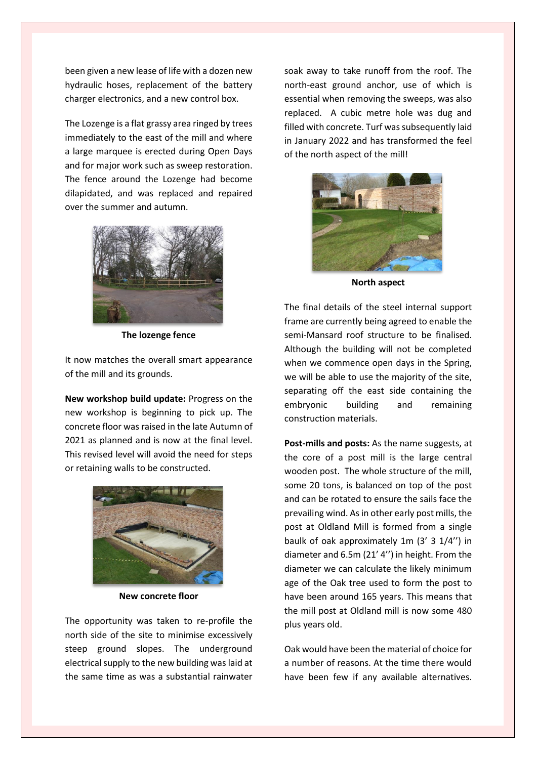been given a new lease of life with a dozen new hydraulic hoses, replacement of the battery charger electronics, and a new control box.

The Lozenge is a flat grassy area ringed by trees immediately to the east of the mill and where a large marquee is erected during Open Days and for major work such as sweep restoration. The fence around the Lozenge had become dilapidated, and was replaced and repaired over the summer and autumn.

**The lozenge fence**

It now matches the overall smart appearance of the mill and its grounds.

**New workshop build update:** Progress on the new workshop is beginning to pick up. The concrete floor was raised in the late Autumn of 2021 as planned and is now at the final level. This revised level will avoid the need for steps or retaining walls to be constructed.

**New concrete floor**

The opportunity was taken to re-profile the north side of the site to minimise excessively steep ground slopes. The underground electrical supply to the new building was laid at the same time as was a substantial rainwater soak away to take runoff from the roof. The north-east ground anchor, use of which is essential when removing the sweeps, was also replaced. A cubic metre hole was dug and filled with concrete. Turf was subsequently laid in January 2022 and has transformed the feel of the north aspect of the mill!

**North aspect**

The final details of the steel internal support frame are currently being agreed to enable the semi-Mansard roof structure to be finalised. Although the building will not be completed when we commence open days in the Spring, we will be able to use the majority of the site, separating off the east side containing the embryonic building and remaining construction materials.

**Post-mills and posts:** As the name suggests, at the core of a post mill is the large central wooden post. The whole structure of the mill, some 20 tons, is balanced on top of the post and can be rotated to ensure the sails face the prevailing wind. As in other early post mills, the post at Oldland Mill is formed from a single baulk of oak approximately 1m (3' 3 1/4'') in diameter and 6.5m (21' 4'') in height. From the diameter we can calculate the likely minimum age of the Oak tree used to form the post to have been around 165 years. This means that the mill post at Oldland mill is now some 480 plus years old.

Oak would have been the material of choice for a number of reasons. At the time there would have been few if any available alternatives.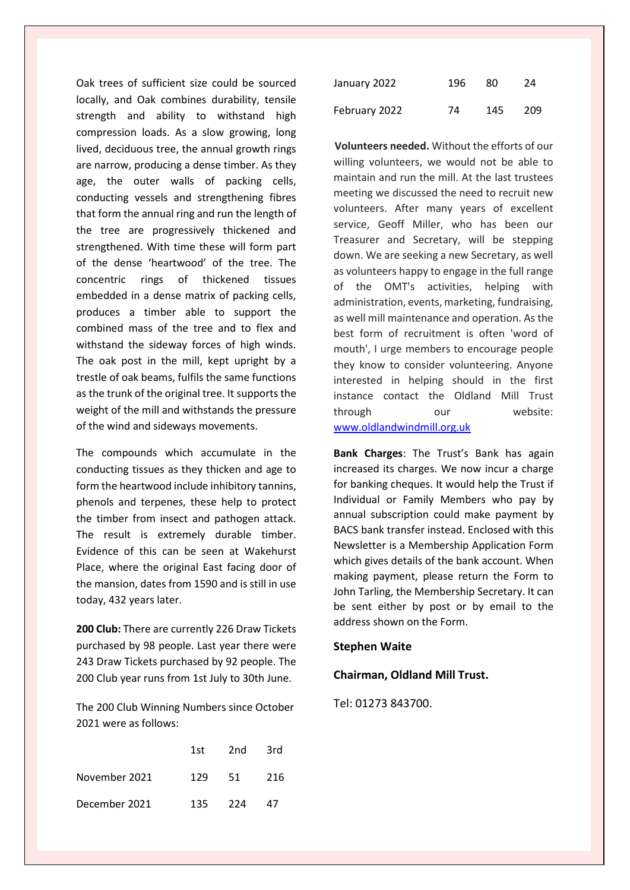Oak trees of sufficient size could be sourced locally, and Oak combines durability, tensile strength and ability to withstand high compression loads. As a slow growing, long lived, deciduous tree, the annual growth rings are narrow, producing a dense timber. As they age, the outer walls of packing cells, conducting vessels and strengthening fibres that form the annual ring and run the length of the tree are progressively thickened and strengthened. With time these will form part of the dense 'heartwood' of the tree. The concentric rings of thickened tissues embedded in a dense matrix of packing cells, produces a timber able to support the combined mass of the tree and to flex and withstand the sideway forces of high winds. The oak post in the mill, kept upright by a trestle of oak beams, fulfils the same functions as the trunk of the original tree. It supports the weight of the mill and withstands the pressure of the wind and sideways movements.

The compounds which accumulate in the conducting tissues as they thicken and age to form the heartwood include inhibitory tannins, phenols and terpenes, these help to protect the timber from insect and pathogen attack. The result is extremely durable timber. Evidence of this can be seen at Wakehurst Place, where the original East facing door of the mansion, dates from 1590 and is still in use today, 432 years later.

**200 Club:** There are currently 226 Draw Tickets purchased by 98 people. Last year there were 243 Draw Tickets purchased by 92 people. The 200 Club year runs from 1st July to 30th June.

The 200 Club Winning Numbers since October 2021 were as follows:

| | 1st | 2nd | 3rd |
|---|---|---|---|
| November 2021 | 129 | 51 | 216 |
| December 2021 | 135 | 224 | 47 |
| January 2022 | 196 | 80 | 24 |
| February 2022 | 74 | 145 | 209 |

**Volunteers needed.** Without the efforts of our willing volunteers, we would not be able to maintain and run the mill. At the last trustees meeting we discussed the need to recruit new volunteers. After many years of excellent service, Geoff Miller, who has been our Treasurer and Secretary, will be stepping down. We are seeking a new Secretary, as well as volunteers happy to engage in the full range of the OMT's activities, helping with administration, events, marketing, fundraising, as well mill maintenance and operation. As the best form of recruitment is often 'word of mouth', I urge members to encourage people they know to consider volunteering. Anyone interested in helping should in the first instance contact the Oldland Mill Trust through our website: [www.oldlandwindmill.org.uk](www.oldlandwindmill.org.uk)

**Bank Charges**: The Trust's Bank has again increased its charges. We now incur a charge for banking cheques. It would help the Trust if Individual or Family Members who pay by annual subscription could make payment by BACS bank transfer instead. Enclosed with this Newsletter is a Membership Application Form which gives details of the bank account. When making payment, please return the Form to John Tarling, the Membership Secretary. It can be sent either by post or by email to the address shown on the Form.

**Stephen Waite**

**Chairman, Oldland Mill Trust.**

Tel: 01273 843700.